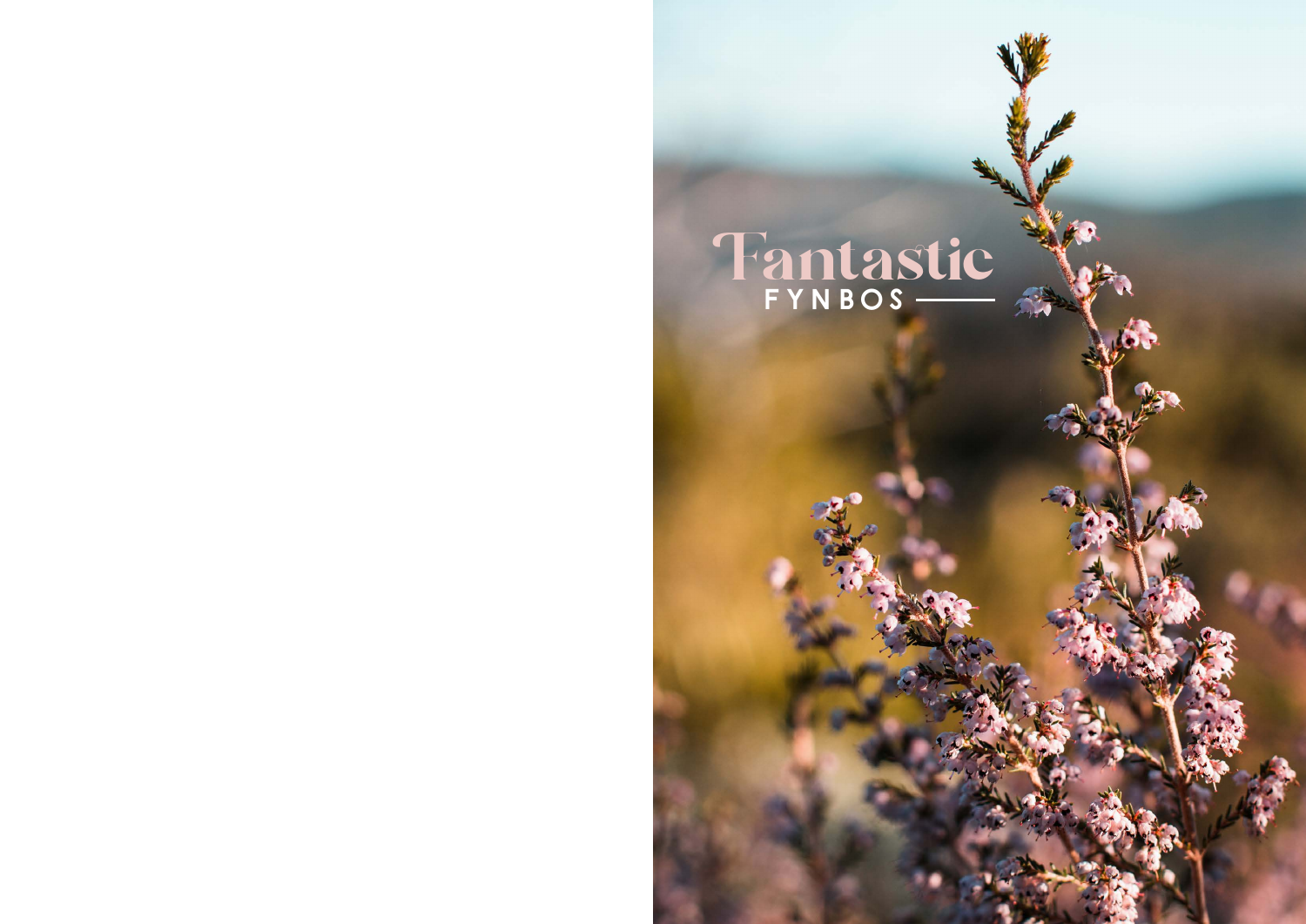# Fantastic

FYNBOS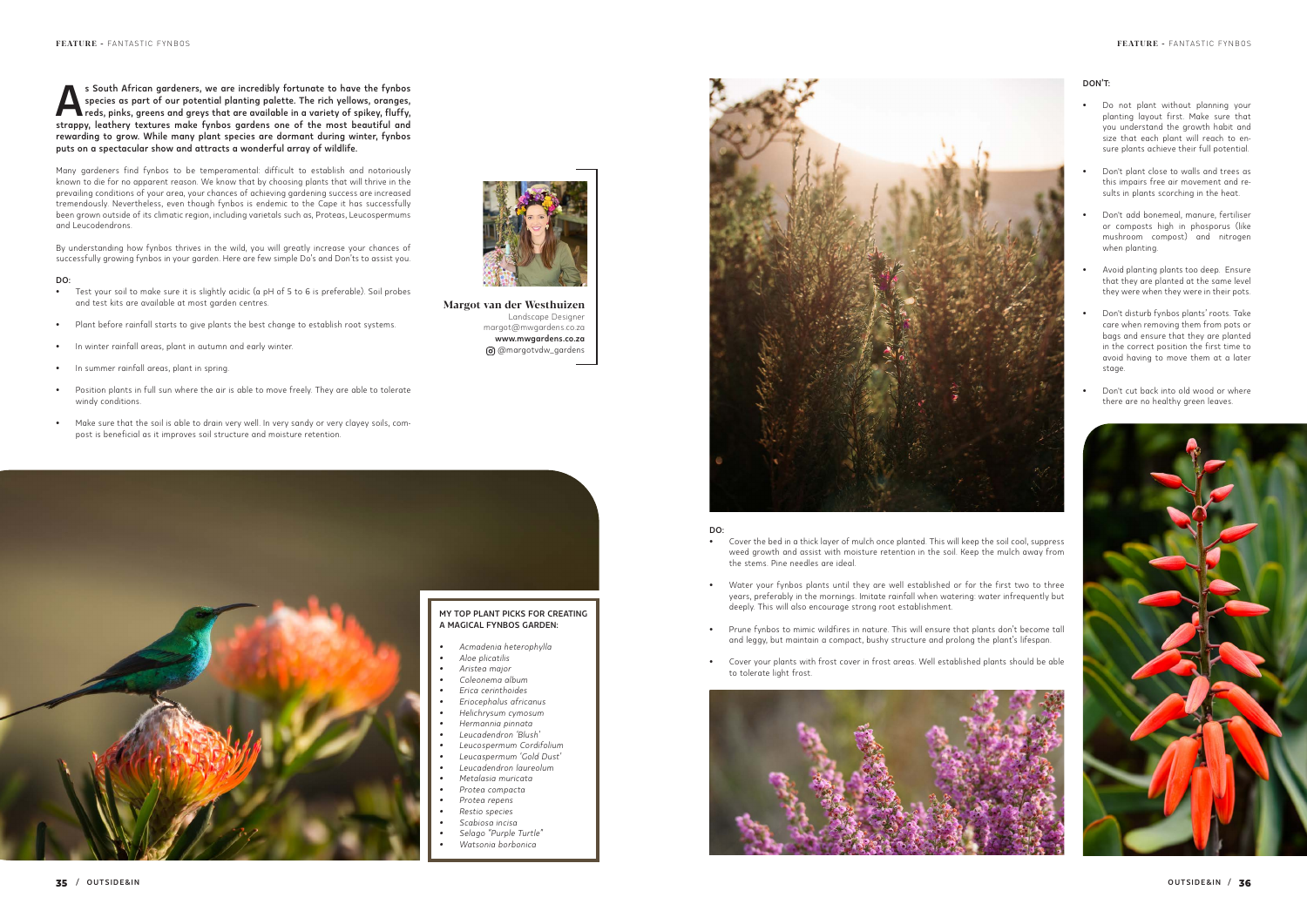**As South African gardeners, we are incredibly fortunate to have the fynbos species as part of our potential planting palette. The rich yellows, oranges, reds, pinks, greens and greys that are available in a variety of spikey, fluffy, strappy, leathery textures make fynbos gardens one of the most beautiful and rewarding to grow. While many plant species are dormant during winter, fynbos puts on a spectacular show and attracts a wonderful array of wildlife.**

Many gardeners find fynbos to be temperamental: difficult to establish and notoriously known to die for no apparent reason. We know that by choosing plants that will thrive in the prevailing conditions of your area, your chances of achieving gardening success are increased tremendously. Nevertheless, even though fynbos is endemic to the Cape it has successfully been grown outside of its climatic region, including varietals such as, Proteas, Leucospermums and Leucodendrons.

By understanding how fynbos thrives in the wild, you will greatly increase your chances of successfully growing fynbos in your garden. Here are few simple Do's and Don'ts to assist you.

**Margot van der Westhuizen**
Landscape Designer
margot@mwgardens.co.za
**www.mwgardens.co.za**
@margotvdw_gardens

**DO:**

- Test your soil to make sure it is slightly acidic (a pH of 5 to 6 is preferable). Soil probes and test kits are available at most garden centres.
- Plant before rainfall starts to give plants the best change to establish root systems.
- In winter rainfall areas, plant in autumn and early winter.
- In summer rainfall areas, plant in spring.
- Position plants in full sun where the air is able to move freely. They are able to tolerate windy conditions.
- Make sure that the soil is able to drain very well. In very sandy or very clayey soils, compost is beneficial as it improves soil structure and moisture retention.
- Cover the bed in a thick layer of mulch once planted. This will keep the soil cool, suppress weed growth and assist with moisture retention in the soil. Keep the mulch away from the stems. Pine needles are ideal.
- Water your fynbos plants until they are well established or for the first two to three years, preferably in the mornings. Imitate rainfall when watering: water infrequently but deeply. This will also encourage strong root establishment.
- Prune fynbos to mimic wildfires in nature. This will ensure that plants don't become tall and leggy, but maintain a compact, bushy structure and prolong the plant's lifespan.
- Cover your plants with frost cover in frost areas. Well established plants should be able to tolerate light frost.

**MY TOP PLANT PICKS FOR CREATING A MAGICAL FYNBOS GARDEN:**

- *Acmadenia heterophylla*
- *Aloe plicatilis*
- *Aristea major*
- *Coleonema album*
- *Erica cerinthoides*
- *Eriocephalus africanus*
- *Helichrysum cymosum*
- *Hermannia pinnata*
- *Leucadendron 'Blush'*
- *Leucospermum Cordifolium*
- *Leucospermum 'Gold Dust'*
- *Leucadendron laureolum*
- *Metalasia muricata*
- *Protea compacta*
- *Protea repens*
- *Restio species*
- *Scabiosa incisa*
- *Selago "Purple Turtle"*
- *Watsonia borbonica*

**DON'T:**

- Do not plant without planning your planting layout first. Make sure that you understand the growth habit and size that each plant will reach to ensure plants achieve their full potential.
- Don't plant close to walls and trees as this impairs free air movement and results in plants scorching in the heat.
- Don't add bonemeal, manure, fertiliser or composts high in phosporus (like mushroom compost) and nitrogen when planting.
- Avoid planting plants too deep. Ensure that they are planted at the same level they were when they were in their pots.
- Don't disturb fynbos plants' roots. Take care when removing them from pots or bags and ensure that they are planted in the correct position the first time to avoid having to move them at a later stage.
- Don't cut back into old wood or where there are no healthy green leaves.